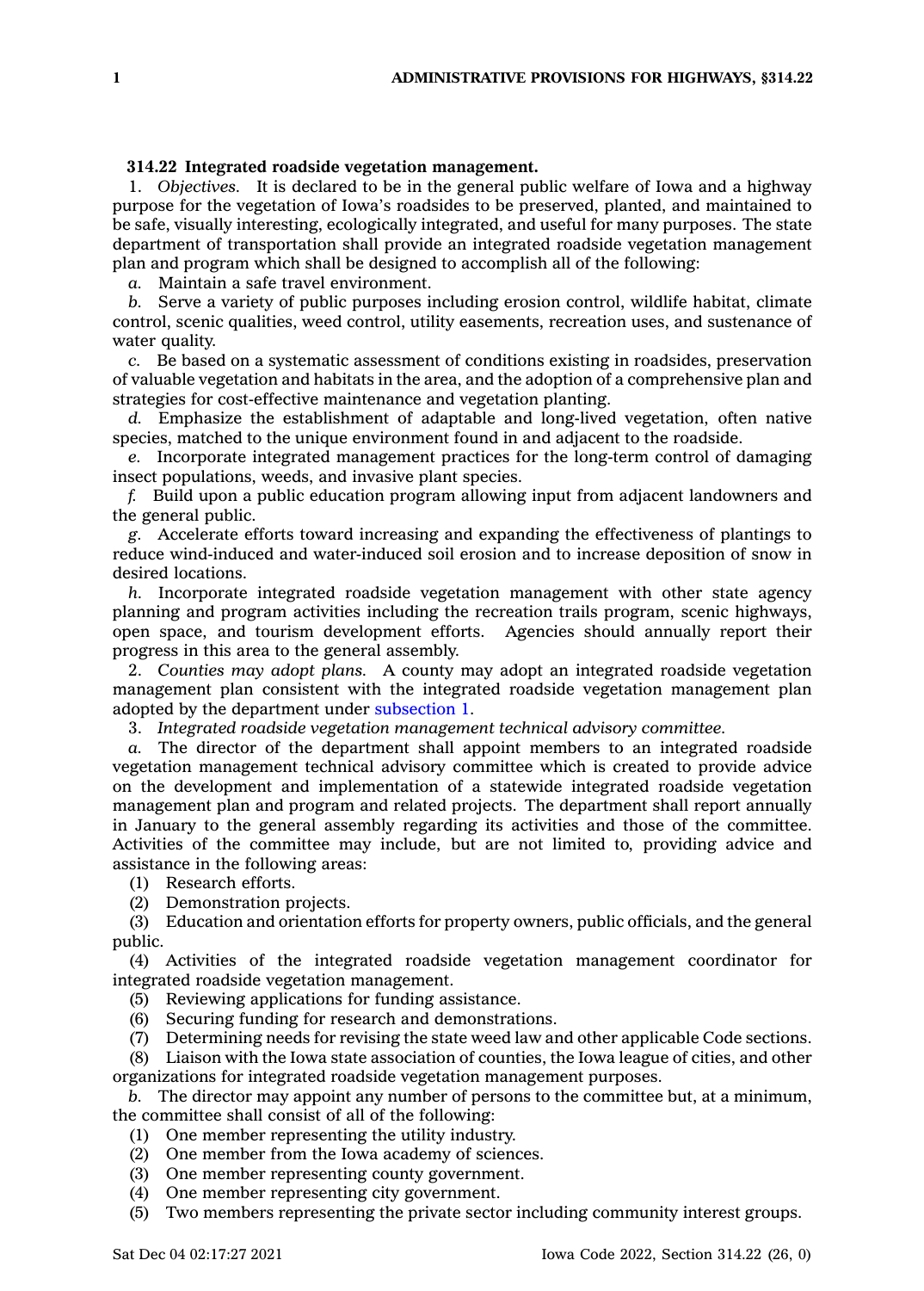**314.22 Integrated roadside vegetation management.**

1. *Objectives.* It is declared to be in the general public welfare of Iowa and a highway purpose for the vegetation of Iowa's roadsides to be preserved, planted, and maintained to be safe, visually interesting, ecologically integrated, and useful for many purposes. The state department of transportation shall provide an integrated roadside vegetation management plan and program which shall be designed to accomplish all of the following:

*a.* Maintain a safe travel environment.

*b.* Serve a variety of public purposes including erosion control, wildlife habitat, climate control, scenic qualities, weed control, utility easements, recreation uses, and sustenance of water quality.

*c.* Be based on a systematic assessment of conditions existing in roadsides, preservation of valuable vegetation and habitats in the area, and the adoption of a comprehensive plan and strategies for cost-effective maintenance and vegetation planting.

*d.* Emphasize the establishment of adaptable and long-lived vegetation, often native species, matched to the unique environment found in and adjacent to the roadside.

*e.* Incorporate integrated management practices for the long-term control of damaging insect populations, weeds, and invasive plant species.

*f.* Build upon a public education program allowing input from adjacent landowners and the general public.

*g.* Accelerate efforts toward increasing and expanding the effectiveness of plantings to reduce wind-induced and water-induced soil erosion and to increase deposition of snow in desired locations.

*h.* Incorporate integrated roadside vegetation management with other state agency planning and program activities including the recreation trails program, scenic highways, open space, and tourism development efforts. Agencies should annually report their progress in this area to the general assembly.

2. *Counties may adopt plans.* A county may adopt an integrated roadside vegetation management plan consistent with the integrated roadside vegetation management plan adopted by the department under subsection 1.

3. *Integrated roadside vegetation management technical advisory committee.*

*a.* The director of the department shall appoint members to an integrated roadside vegetation management technical advisory committee which is created to provide advice on the development and implementation of a statewide integrated roadside vegetation management plan and program and related projects. The department shall report annually in January to the general assembly regarding its activities and those of the committee. Activities of the committee may include, but are not limited to, providing advice and assistance in the following areas:

(1) Research efforts.

(2) Demonstration projects.

(3) Education and orientation efforts for property owners, public officials, and the general public.

(4) Activities of the integrated roadside vegetation management coordinator for integrated roadside vegetation management.

(5) Reviewing applications for funding assistance.

(6) Securing funding for research and demonstrations.

(7) Determining needs for revising the state weed law and other applicable Code sections.

(8) Liaison with the Iowa state association of counties, the Iowa league of cities, and other organizations for integrated roadside vegetation management purposes.

*b.* The director may appoint any number of persons to the committee but, at a minimum, the committee shall consist of all of the following:

(1) One member representing the utility industry.

(2) One member from the Iowa academy of sciences.

(3) One member representing county government.

(4) One member representing city government.

(5) Two members representing the private sector including community interest groups.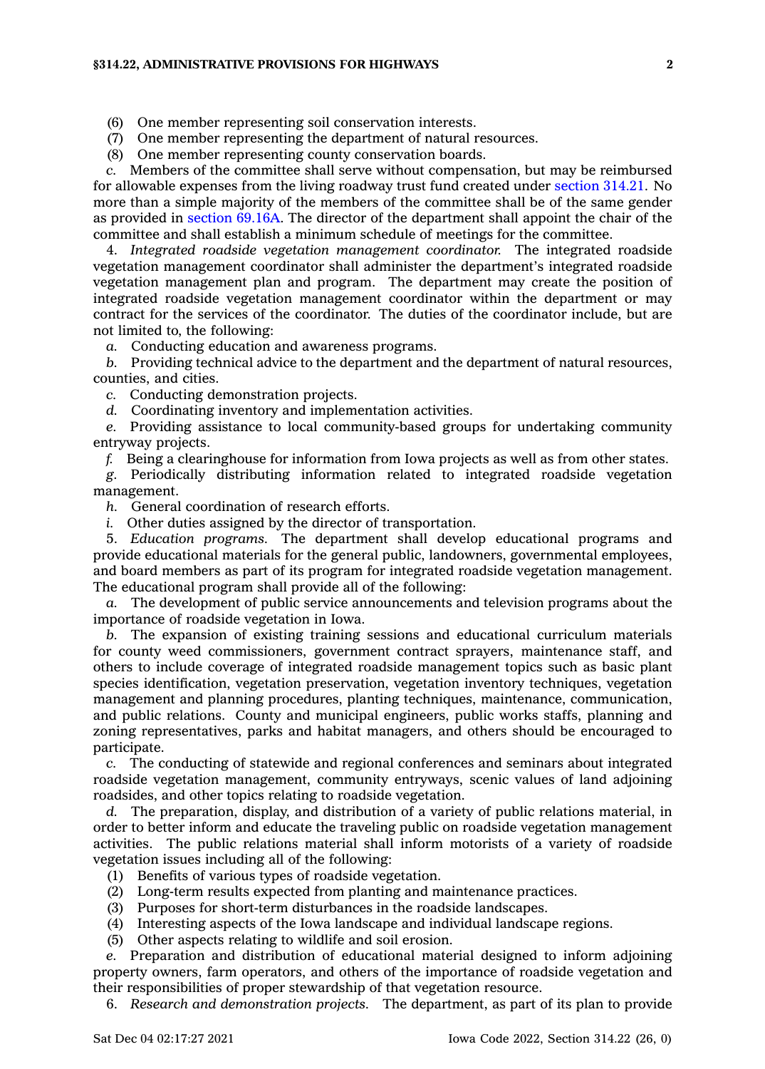(6) One member representing soil conservation interests.

(7) One member representing the department of natural resources.

(8) One member representing county conservation boards.

*c.* Members of the committee shall serve without compensation, but may be reimbursed for allowable expenses from the living roadway trust fund created under section 314.21. No more than a simple majority of the members of the committee shall be of the same gender as provided in section 69.16A. The director of the department shall appoint the chair of the committee and shall establish a minimum schedule of meetings for the committee.

4. *Integrated roadside vegetation management coordinator.* The integrated roadside vegetation management coordinator shall administer the department's integrated roadside vegetation management plan and program. The department may create the position of integrated roadside vegetation management coordinator within the department or may contract for the services of the coordinator. The duties of the coordinator include, but are not limited to, the following:

*a.* Conducting education and awareness programs.

*b.* Providing technical advice to the department and the department of natural resources, counties, and cities.

*c.* Conducting demonstration projects.

*d.* Coordinating inventory and implementation activities.

*e.* Providing assistance to local community-based groups for undertaking community entryway projects.

*f.* Being a clearinghouse for information from Iowa projects as well as from other states.

*g.* Periodically distributing information related to integrated roadside vegetation management.

*h.* General coordination of research efforts.

*i.* Other duties assigned by the director of transportation.

5. *Education programs.* The department shall develop educational programs and provide educational materials for the general public, landowners, governmental employees, and board members as part of its program for integrated roadside vegetation management. The educational program shall provide all of the following:

*a.* The development of public service announcements and television programs about the importance of roadside vegetation in Iowa.

*b.* The expansion of existing training sessions and educational curriculum materials for county weed commissioners, government contract sprayers, maintenance staff, and others to include coverage of integrated roadside management topics such as basic plant species identification, vegetation preservation, vegetation inventory techniques, vegetation management and planning procedures, planting techniques, maintenance, communication, and public relations. County and municipal engineers, public works staffs, planning and zoning representatives, parks and habitat managers, and others should be encouraged to participate.

*c.* The conducting of statewide and regional conferences and seminars about integrated roadside vegetation management, community entryways, scenic values of land adjoining roadsides, and other topics relating to roadside vegetation.

*d.* The preparation, display, and distribution of a variety of public relations material, in order to better inform and educate the traveling public on roadside vegetation management activities. The public relations material shall inform motorists of a variety of roadside vegetation issues including all of the following:

(1) Benefits of various types of roadside vegetation.

(2) Long-term results expected from planting and maintenance practices.

(3) Purposes for short-term disturbances in the roadside landscapes.

(4) Interesting aspects of the Iowa landscape and individual landscape regions.

(5) Other aspects relating to wildlife and soil erosion.

*e.* Preparation and distribution of educational material designed to inform adjoining property owners, farm operators, and others of the importance of roadside vegetation and their responsibilities of proper stewardship of that vegetation resource.

6. *Research and demonstration projects.* The department, as part of its plan to provide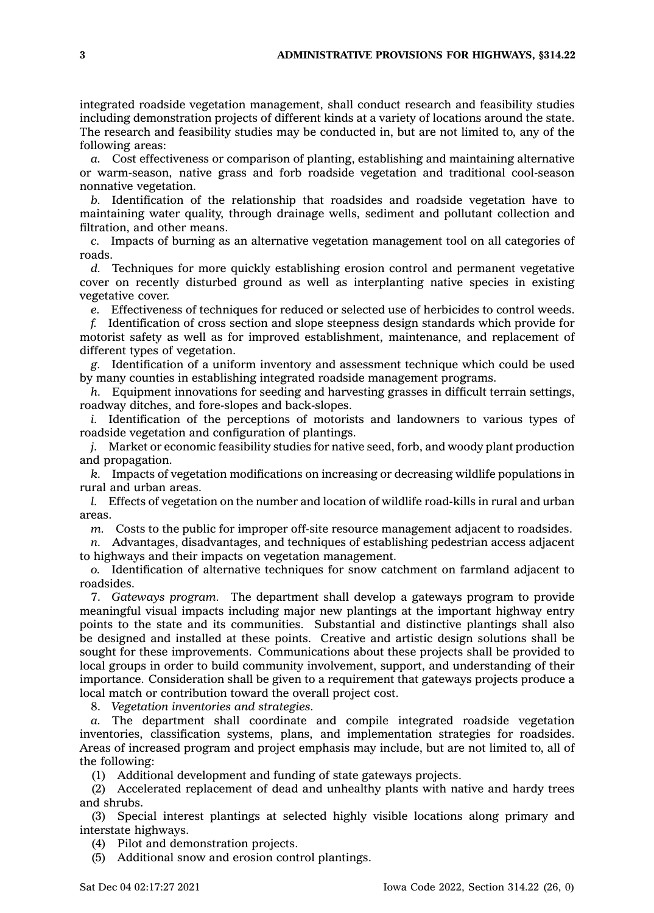integrated roadside vegetation management, shall conduct research and feasibility studies including demonstration projects of different kinds at a variety of locations around the state. The research and feasibility studies may be conducted in, but are not limited to, any of the following areas:

*a.* Cost effectiveness or comparison of planting, establishing and maintaining alternative or warm-season, native grass and forb roadside vegetation and traditional cool-season nonnative vegetation.

*b.* Identification of the relationship that roadsides and roadside vegetation have to maintaining water quality, through drainage wells, sediment and pollutant collection and filtration, and other means.

*c.* Impacts of burning as an alternative vegetation management tool on all categories of roads.

*d.* Techniques for more quickly establishing erosion control and permanent vegetative cover on recently disturbed ground as well as interplanting native species in existing vegetative cover.

*e.* Effectiveness of techniques for reduced or selected use of herbicides to control weeds.

*f.* Identification of cross section and slope steepness design standards which provide for motorist safety as well as for improved establishment, maintenance, and replacement of different types of vegetation.

*g.* Identification of a uniform inventory and assessment technique which could be used by many counties in establishing integrated roadside management programs.

*h.* Equipment innovations for seeding and harvesting grasses in difficult terrain settings, roadway ditches, and fore-slopes and back-slopes.

*i.* Identification of the perceptions of motorists and landowners to various types of roadside vegetation and configuration of plantings.

*j.* Market or economic feasibility studies for native seed, forb, and woody plant production and propagation.

*k.* Impacts of vegetation modifications on increasing or decreasing wildlife populations in rural and urban areas.

*l.* Effects of vegetation on the number and location of wildlife road-kills in rural and urban areas.

*m.* Costs to the public for improper off-site resource management adjacent to roadsides.

*n.* Advantages, disadvantages, and techniques of establishing pedestrian access adjacent to highways and their impacts on vegetation management.

*o.* Identification of alternative techniques for snow catchment on farmland adjacent to roadsides.

7. *Gateways program.* The department shall develop a gateways program to provide meaningful visual impacts including major new plantings at the important highway entry points to the state and its communities. Substantial and distinctive plantings shall also be designed and installed at these points. Creative and artistic design solutions shall be sought for these improvements. Communications about these projects shall be provided to local groups in order to build community involvement, support, and understanding of their importance. Consideration shall be given to a requirement that gateways projects produce a local match or contribution toward the overall project cost.

8. *Vegetation inventories and strategies.*

*a.* The department shall coordinate and compile integrated roadside vegetation inventories, classification systems, plans, and implementation strategies for roadsides. Areas of increased program and project emphasis may include, but are not limited to, all of the following:

(1) Additional development and funding of state gateways projects.

(2) Accelerated replacement of dead and unhealthy plants with native and hardy trees and shrubs.

(3) Special interest plantings at selected highly visible locations along primary and interstate highways.

(4) Pilot and demonstration projects.

(5) Additional snow and erosion control plantings.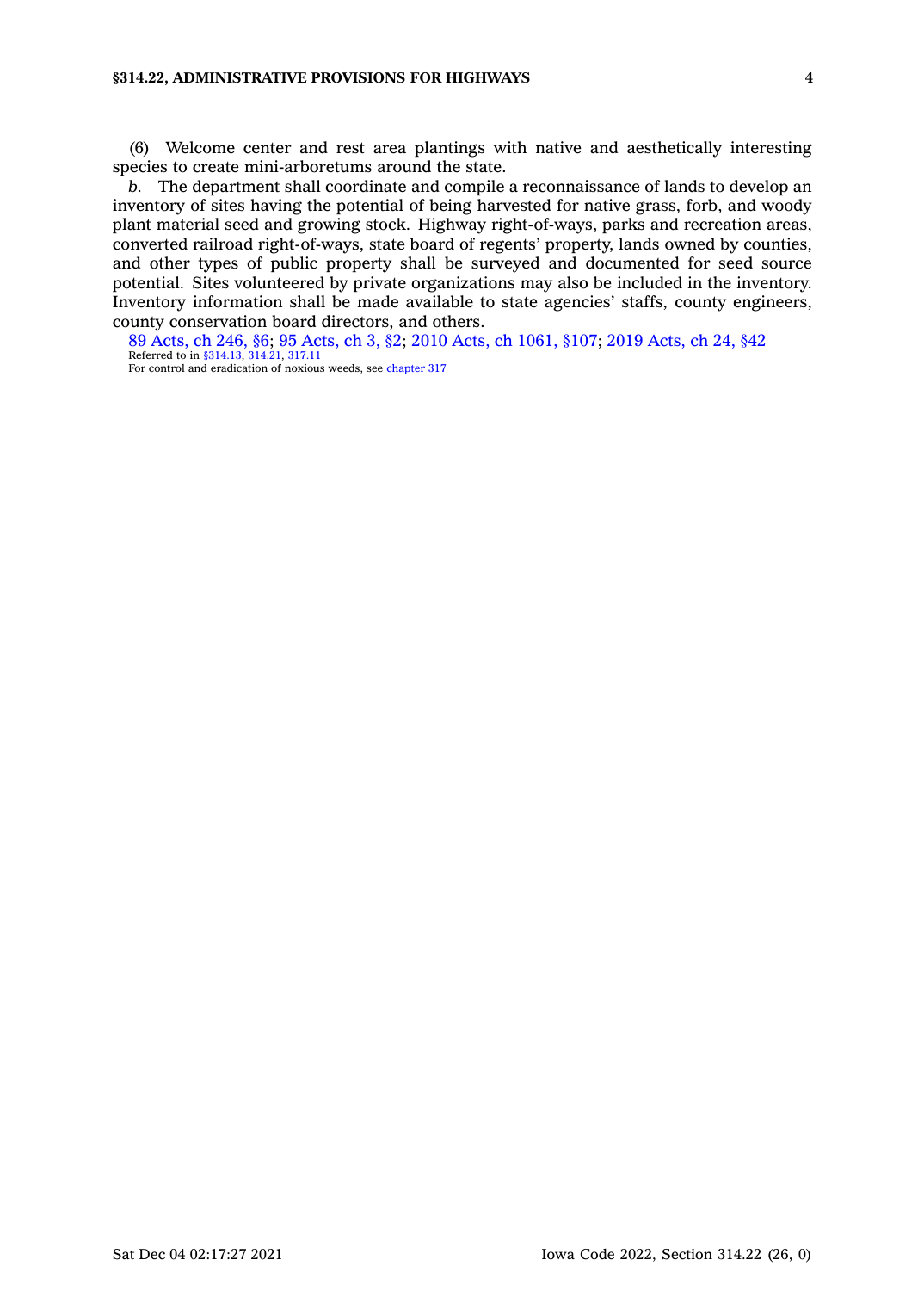(6) Welcome center and rest area plantings with native and aesthetically interesting species to create mini-arboretums around the state.

*b.* The department shall coordinate and compile a reconnaissance of lands to develop an inventory of sites having the potential of being harvested for native grass, forb, and woody plant material seed and growing stock. Highway right-of-ways, parks and recreation areas, converted railroad right-of-ways, state board of regents' property, lands owned by counties, and other types of public property shall be surveyed and documented for seed source potential. Sites volunteered by private organizations may also be included in the inventory. Inventory information shall be made available to state agencies' staffs, county engineers, county conservation board directors, and others.

89 Acts, ch 246, §6; 95 Acts, ch 3, §2; 2010 Acts, ch 1061, §107; 2019 Acts, ch 24, §42
Referred to in §314.13, 314.21, 317.11
For control and eradication of noxious weeds, see chapter 317